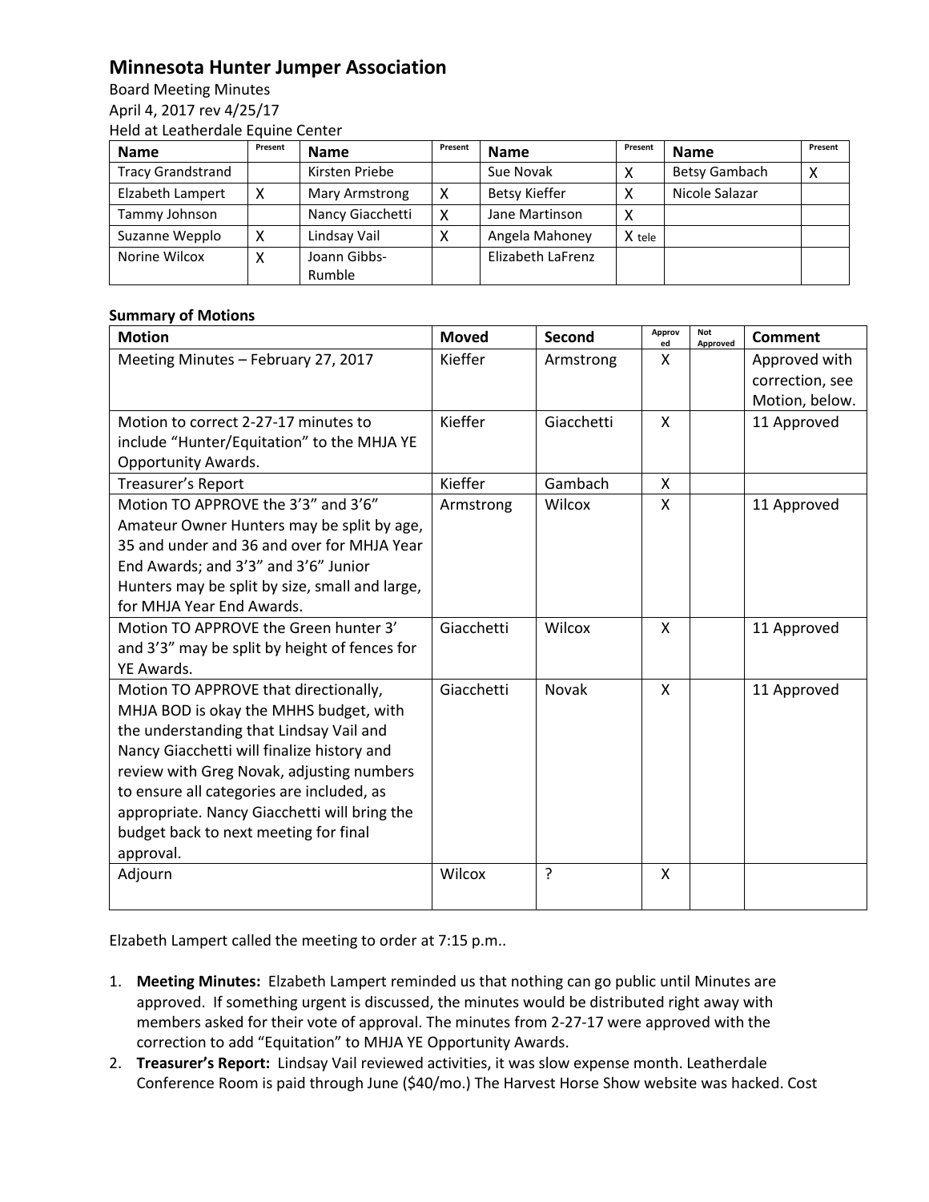# Minnesota Hunter Jumper Association

Board Meeting Minutes
April 4, 2017 rev 4/25/17
Held at Leatherdale Equine Center

| Name | Present | Name | Present | Name | Present | Name | Present |
|---|---|---|---|---|---|---|---|
| Tracy Grandstrand | | Kirsten Priebe | | Sue Novak | X | Betsy Gambach | X |
| Elizabeth Lampert | X | Mary Armstrong | X | Betsy Kieffer | X | Nicole Salazar | |
| Tammy Johnson | | Nancy Giacchetti | X | Jane Martinson | X | | |
| Suzanne Wepplo | X | Lindsay Vail | X | Angela Mahoney | X tele | | |
| Norine Wilcox | X | Joann Gibbs-Rumble | | Elizabeth LaFrenz | | | |

**Summary of Motions**

| Motion | Moved | Second | Approved | Not Approved | Comment |
|---|---|---|---|---|---|
| Meeting Minutes – February 27, 2017 | Kieffer | Armstrong | X | | Approved with correction, see Motion, below. |
| Motion to correct 2-27-17 minutes to include "Hunter/Equitation" to the MHJA YE Opportunity Awards. | Kieffer | Giacchetti | X | | 11 Approved |
| Treasurer's Report | Kieffer | Gambach | X | | |
| Motion TO APPROVE the 3'3" and 3'6" Amateur Owner Hunters may be split by age, 35 and under and 36 and over for MHJA Year End Awards; and 3'3" and 3'6" Junior Hunters may be split by size, small and large, for MHJA Year End Awards. | Armstrong | Wilcox | X | | 11 Approved |
| Motion TO APPROVE the Green hunter 3' and 3'3" may be split by height of fences for YE Awards. | Giacchetti | Wilcox | X | | 11 Approved |
| Motion TO APPROVE that directionally, MHJA BOD is okay the MHHS budget, with the understanding that Lindsay Vail and Nancy Giacchetti will finalize history and review with Greg Novak, adjusting numbers to ensure all categories are included, as appropriate. Nancy Giacchetti will bring the budget back to next meeting for final approval. | Giacchetti | Novak | X | | 11 Approved |
| Adjourn | Wilcox | ? | X | | |

Elzabeth Lampert called the meeting to order at 7:15 p.m..

1. **Meeting Minutes:** Elzabeth Lampert reminded us that nothing can go public until Minutes are approved. If something urgent is discussed, the minutes would be distributed right away with members asked for their vote of approval. The minutes from 2-27-17 were approved with the correction to add "Equitation" to MHJA YE Opportunity Awards.
2. **Treasurer's Report:** Lindsay Vail reviewed activities, it was slow expense month. Leatherdale Conference Room is paid through June ($40/mo.) The Harvest Horse Show website was hacked. Cost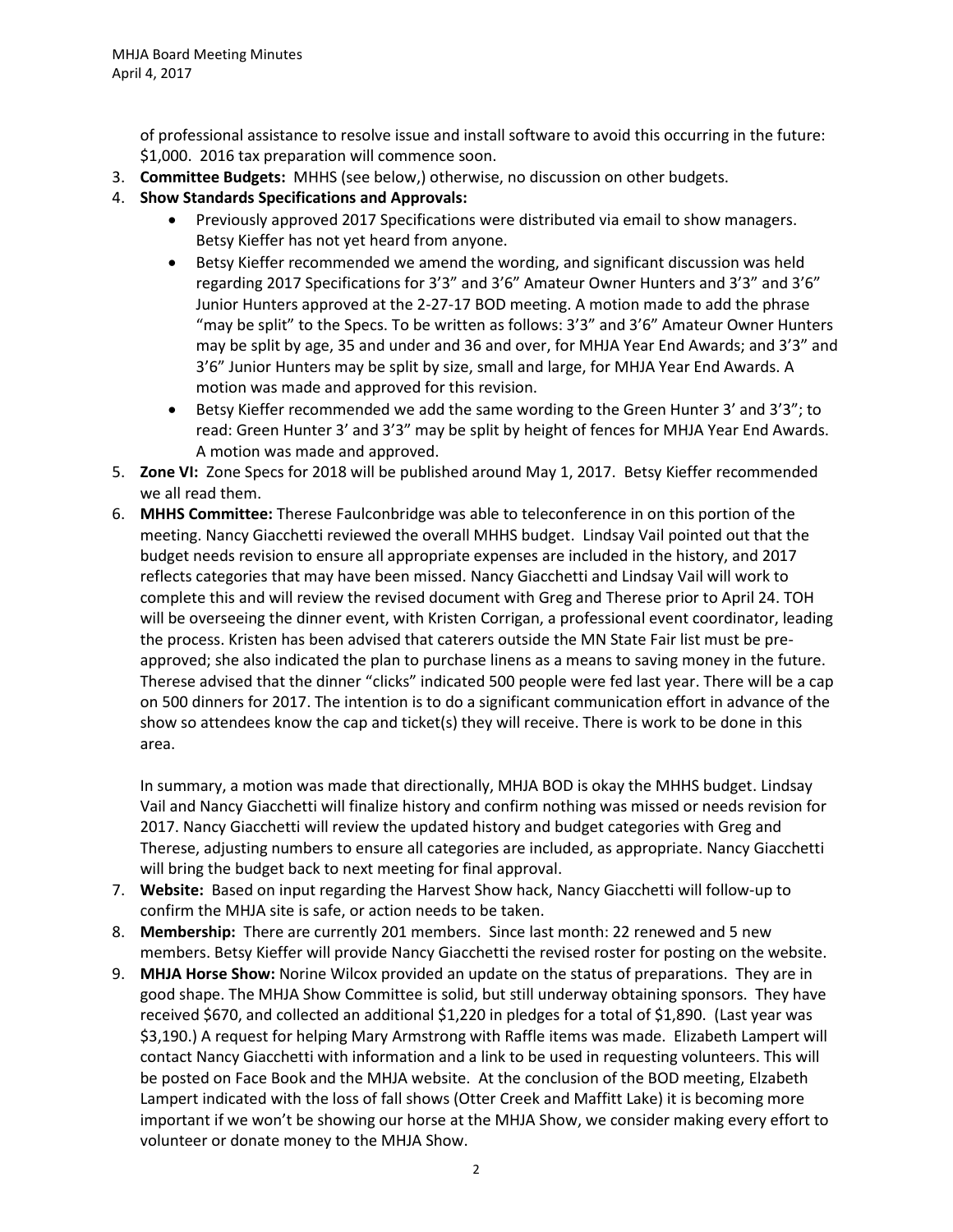of professional assistance to resolve issue and install software to avoid this occurring in the future: $1,000. 2016 tax preparation will commence soon.

3. **Committee Budgets:** MHHS (see below,) otherwise, no discussion on other budgets.
4. **Show Standards Specifications and Approvals:**
   - Previously approved 2017 Specifications were distributed via email to show managers. Betsy Kieffer has not yet heard from anyone.
   - Betsy Kieffer recommended we amend the wording, and significant discussion was held regarding 2017 Specifications for 3'3" and 3'6" Amateur Owner Hunters and 3'3" and 3'6" Junior Hunters approved at the 2-27-17 BOD meeting. A motion made to add the phrase "may be split" to the Specs. To be written as follows: 3'3" and 3'6" Amateur Owner Hunters may be split by age, 35 and under and 36 and over, for MHJA Year End Awards; and 3'3" and 3'6" Junior Hunters may be split by size, small and large, for MHJA Year End Awards. A motion was made and approved for this revision.
   - Betsy Kieffer recommended we add the same wording to the Green Hunter 3' and 3'3"; to read: Green Hunter 3' and 3'3" may be split by height of fences for MHJA Year End Awards. A motion was made and approved.
5. **Zone VI:** Zone Specs for 2018 will be published around May 1, 2017. Betsy Kieffer recommended we all read them.
6. **MHHS Committee:** Therese Faulconbridge was able to teleconference in on this portion of the meeting. Nancy Giacchetti reviewed the overall MHHS budget. Lindsay Vail pointed out that the budget needs revision to ensure all appropriate expenses are included in the history, and 2017 reflects categories that may have been missed. Nancy Giacchetti and Lindsay Vail will work to complete this and will review the revised document with Greg and Therese prior to April 24. TOH will be overseeing the dinner event, with Kristen Corrigan, a professional event coordinator, leading the process. Kristen has been advised that caterers outside the MN State Fair list must be pre-approved; she also indicated the plan to purchase linens as a means to saving money in the future. Therese advised that the dinner "clicks" indicated 500 people were fed last year. There will be a cap on 500 dinners for 2017. The intention is to do a significant communication effort in advance of the show so attendees know the cap and ticket(s) they will receive. There is work to be done in this area.

   In summary, a motion was made that directionally, MHJA BOD is okay the MHHS budget. Lindsay Vail and Nancy Giacchetti will finalize history and confirm nothing was missed or needs revision for 2017. Nancy Giacchetti will review the updated history and budget categories with Greg and Therese, adjusting numbers to ensure all categories are included, as appropriate. Nancy Giacchetti will bring the budget back to next meeting for final approval.
7. **Website:** Based on input regarding the Harvest Show hack, Nancy Giacchetti will follow-up to confirm the MHJA site is safe, or action needs to be taken.
8. **Membership:** There are currently 201 members. Since last month: 22 renewed and 5 new members. Betsy Kieffer will provide Nancy Giacchetti the revised roster for posting on the website.
9. **MHJA Horse Show:** Norine Wilcox provided an update on the status of preparations. They are in good shape. The MHJA Show Committee is solid, but still underway obtaining sponsors. They have received $670, and collected an additional $1,220 in pledges for a total of $1,890. (Last year was $3,190.) A request for helping Mary Armstrong with Raffle items was made. Elizabeth Lampert will contact Nancy Giacchetti with information and a link to be used in requesting volunteers. This will be posted on Face Book and the MHJA website. At the conclusion of the BOD meeting, Elzabeth Lampert indicated with the loss of fall shows (Otter Creek and Maffitt Lake) it is becoming more important if we won't be showing our horse at the MHJA Show, we consider making every effort to volunteer or donate money to the MHJA Show.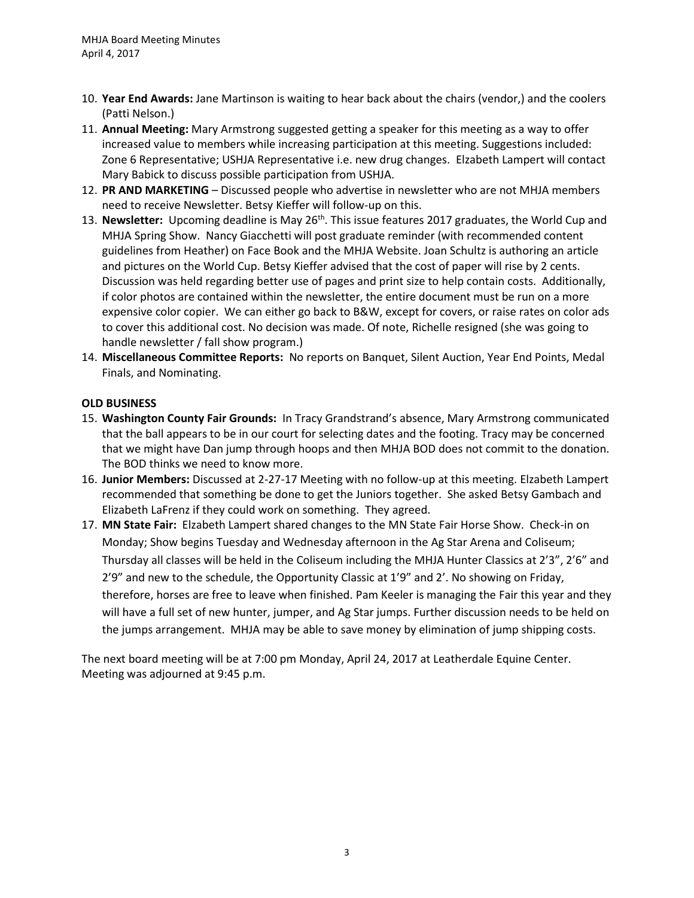10. **Year End Awards:** Jane Martinson is waiting to hear back about the chairs (vendor,) and the coolers (Patti Nelson.)
11. **Annual Meeting:** Mary Armstrong suggested getting a speaker for this meeting as a way to offer increased value to members while increasing participation at this meeting. Suggestions included: Zone 6 Representative; USHJA Representative i.e. new drug changes. Elzabeth Lampert will contact Mary Babick to discuss possible participation from USHJA.
12. **PR AND MARKETING** – Discussed people who advertise in newsletter who are not MHJA members need to receive Newsletter. Betsy Kieffer will follow-up on this.
13. **Newsletter:** Upcoming deadline is May 26th. This issue features 2017 graduates, the World Cup and MHJA Spring Show. Nancy Giacchetti will post graduate reminder (with recommended content guidelines from Heather) on Face Book and the MHJA Website. Joan Schultz is authoring an article and pictures on the World Cup. Betsy Kieffer advised that the cost of paper will rise by 2 cents. Discussion was held regarding better use of pages and print size to help contain costs. Additionally, if color photos are contained within the newsletter, the entire document must be run on a more expensive color copier. We can either go back to B&W, except for covers, or raise rates on color ads to cover this additional cost. No decision was made. Of note, Richelle resigned (she was going to handle newsletter / fall show program.)
14. **Miscellaneous Committee Reports:** No reports on Banquet, Silent Auction, Year End Points, Medal Finals, and Nominating.

**OLD BUSINESS**

15. **Washington County Fair Grounds:** In Tracy Grandstrand's absence, Mary Armstrong communicated that the ball appears to be in our court for selecting dates and the footing. Tracy may be concerned that we might have Dan jump through hoops and then MHJA BOD does not commit to the donation. The BOD thinks we need to know more.
16. **Junior Members:** Discussed at 2-27-17 Meeting with no follow-up at this meeting. Elizabeth Lampert recommended that something be done to get the Juniors together. She asked Betsy Gambach and Elizabeth LaFrenz if they could work on something. They agreed.
17. **MN State Fair:** Elizabeth Lampert shared changes to the MN State Fair Horse Show. Check-in on Monday; Show begins Tuesday and Wednesday afternoon in the Ag Star Arena and Coliseum; Thursday all classes will be held in the Coliseum including the MHJA Hunter Classics at 2'3", 2'6" and 2'9" and new to the schedule, the Opportunity Classic at 1'9" and 2'. No showing on Friday, therefore, horses are free to leave when finished. Pam Keeler is managing the Fair this year and they will have a full set of new hunter, jumper, and Ag Star jumps. Further discussion needs to be held on the jumps arrangement. MHJA may be able to save money by elimination of jump shipping costs.

The next board meeting will be at 7:00 pm Monday, April 24, 2017 at Leatherdale Equine Center. Meeting was adjourned at 9:45 p.m.